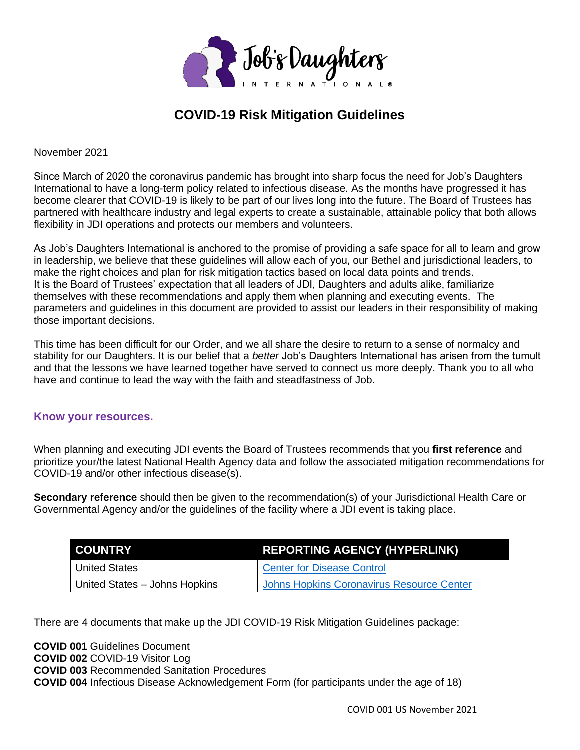Job's Daughters INTERNATIONAL®

# COVID-19 Risk Mitigation Guidelines

November 2021

Since March of 2020 the coronavirus pandemic has brought into sharp focus the need for Job's Daughters International to have a long-term policy related to infectious disease. As the months have progressed it has become clearer that COVID-19 is likely to be part of our lives long into the future. The Board of Trustees has partnered with healthcare industry and legal experts to create a sustainable, attainable policy that both allows flexibility in JDI operations and protects our members and volunteers.

As Job's Daughters International is anchored to the promise of providing a safe space for all to learn and grow in leadership, we believe that these guidelines will allow each of you, our Bethel and jurisdictional leaders, to make the right choices and plan for risk mitigation tactics based on local data points and trends. It is the Board of Trustees' expectation that all leaders of JDI, Daughters and adults alike, familiarize themselves with these recommendations and apply them when planning and executing events. The parameters and guidelines in this document are provided to assist our leaders in their responsibility of making those important decisions.

This time has been difficult for our Order, and we all share the desire to return to a sense of normalcy and stability for our Daughters. It is our belief that a *better* Job's Daughters International has arisen from the tumult and that the lessons we have learned together have served to connect us more deeply. Thank you to all who have and continue to lead the way with the faith and steadfastness of Job.

## Know your resources.

When planning and executing JDI events the Board of Trustees recommends that you **first reference** and prioritize your/the latest National Health Agency data and follow the associated mitigation recommendations for COVID-19 and/or other infectious disease(s).

**Secondary reference** should then be given to the recommendation(s) of your Jurisdictional Health Care or Governmental Agency and/or the guidelines of the facility where a JDI event is taking place.

| COUNTRY | REPORTING AGENCY (HYPERLINK) |
|---|---|
| United States | Center for Disease Control |
| United States – Johns Hopkins | Johns Hopkins Coronavirus Resource Center |

There are 4 documents that make up the JDI COVID-19 Risk Mitigation Guidelines package:

**COVID 001** Guidelines Document
**COVID 002** COVID-19 Visitor Log
**COVID 003** Recommended Sanitation Procedures
**COVID 004** Infectious Disease Acknowledgement Form (for participants under the age of 18)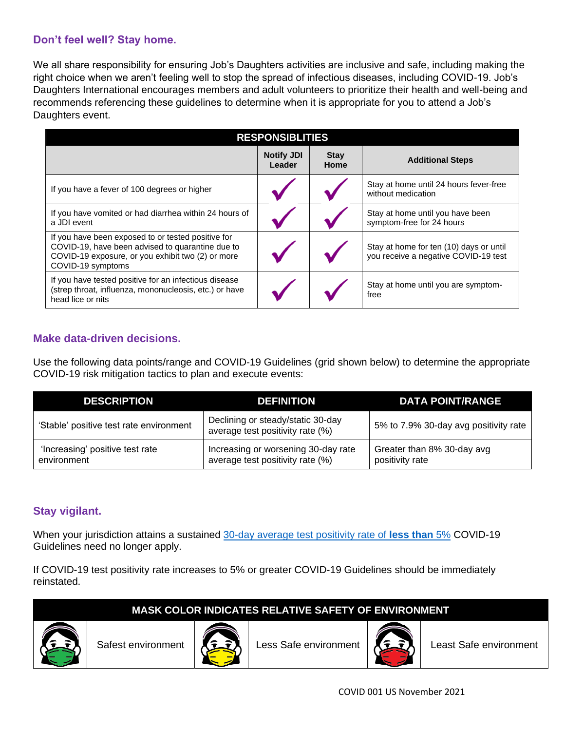## Don't feel well? Stay home.

We all share responsibility for ensuring Job's Daughters activities are inclusive and safe, including making the right choice when we aren't feeling well to stop the spread of infectious diseases, including COVID-19. Job's Daughters International encourages members and adult volunteers to prioritize their health and well-being and recommends referencing these guidelines to determine when it is appropriate for you to attend a Job's Daughters event.

| RESPONSIBLITIES | | | |
|---|---|---|---|
| | Notify JDI Leader | Stay Home | Additional Steps |
| If you have a fever of 100 degrees or higher | ✓ | ✓ | Stay at home until 24 hours fever-free without medication |
| If you have vomited or had diarrhea within 24 hours of a JDI event | ✓ | ✓ | Stay at home until you have been symptom-free for 24 hours |
| If you have been exposed to or tested positive for COVID-19, have been advised to quarantine due to COVID-19 exposure, or you exhibit two (2) or more COVID-19 symptoms | ✓ | ✓ | Stay at home for ten (10) days or until you receive a negative COVID-19 test |
| If you have tested positive for an infectious disease (strep throat, influenza, mononucleosis, etc.) or have head lice or nits | ✓ | ✓ | Stay at home until you are symptom-free |

## Make data-driven decisions.

Use the following data points/range and COVID-19 Guidelines (grid shown below) to determine the appropriate COVID-19 risk mitigation tactics to plan and execute events:

| DESCRIPTION | DEFINITION | DATA POINT/RANGE |
|---|---|---|
| 'Stable' positive test rate environment | Declining or steady/static 30-day average test positivity rate (%) | 5% to 7.9% 30-day avg positivity rate |
| 'Increasing' positive test rate environment | Increasing or worsening 30-day rate average test positivity rate (%) | Greater than 8% 30-day avg positivity rate |

## Stay vigilant.

When your jurisdiction attains a sustained 30-day average test positivity rate of **less than** 5% COVID-19 Guidelines need no longer apply.

If COVID-19 test positivity rate increases to 5% or greater COVID-19 Guidelines should be immediately reinstated.

| MASK COLOR INDICATES RELATIVE SAFETY OF ENVIRONMENT | | | | | |
|---|---|---|---|---|---|
| (green mask) | Safest environment | (yellow mask) | Less Safe environment | (red mask) | Least Safe environment |

COVID 001 US November 2021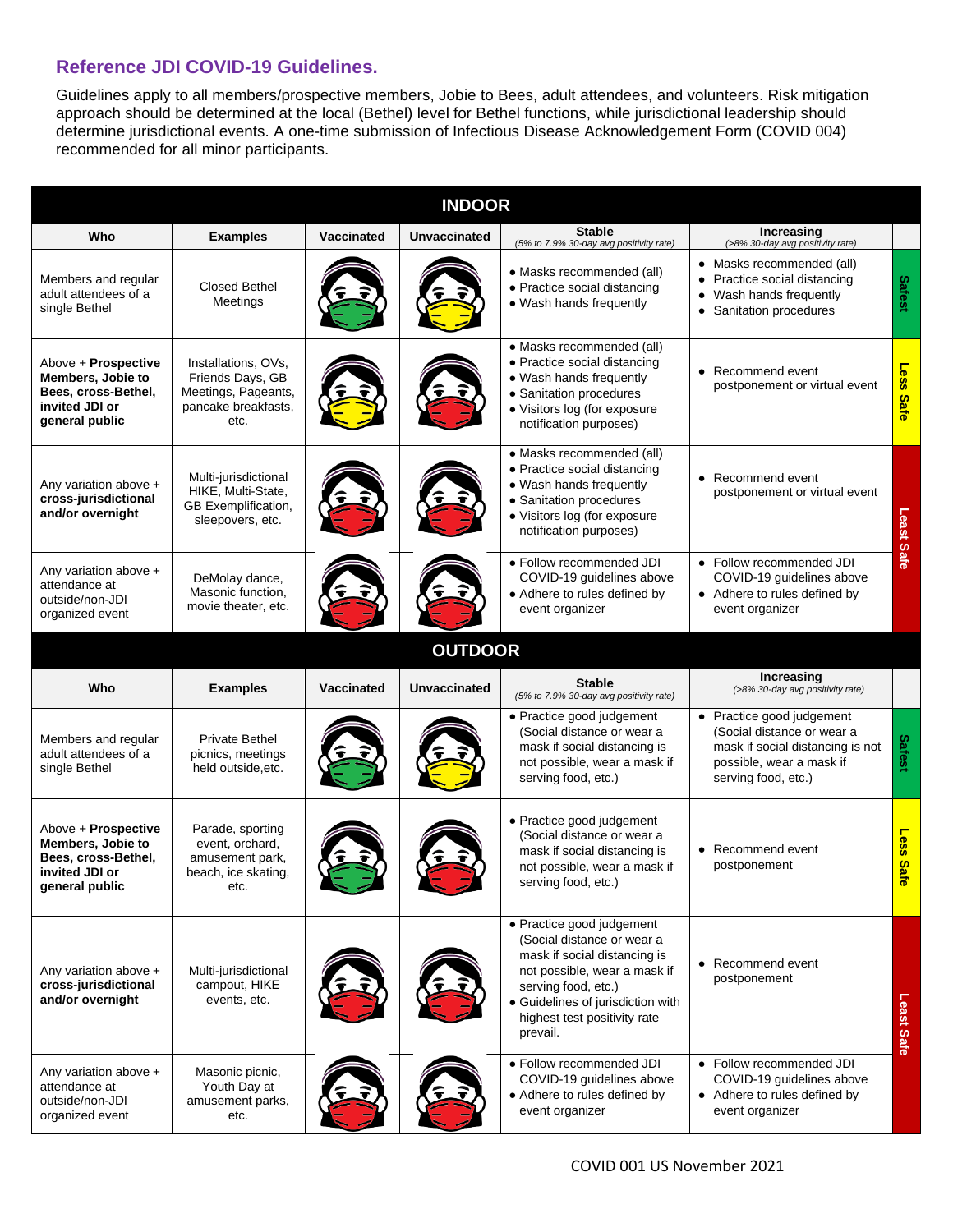## Reference JDI COVID-19 Guidelines.

Guidelines apply to all members/prospective members, Jobie to Bees, adult attendees, and volunteers. Risk mitigation approach should be determined at the local (Bethel) level for Bethel functions, while jurisdictional leadership should determine jurisdictional events. A one-time submission of Infectious Disease Acknowledgement Form (COVID 004) recommended for all minor participants.

**INDOOR**

| Who | Examples | Vaccinated | Unvaccinated | Stable (5% to 7.9% 30-day avg positivity rate) | Increasing (>8% 30-day avg positivity rate) | |
|---|---|---|---|---|---|---|
| Members and regular adult attendees of a single Bethel | Closed Bethel Meetings | Green mask | Yellow mask | • Masks recommended (all)<br>• Practice social distancing<br>• Wash hands frequently | • Masks recommended (all)<br>• Practice social distancing<br>• Wash hands frequently<br>• Sanitation procedures | Safest |
| Above + **Prospective Members, Jobie to Bees, cross-Bethel, invited JDI or general public** | Installations, OVs, Friends Days, GB Meetings, Pageants, pancake breakfasts, etc. | Yellow mask | Red mask | • Masks recommended (all)<br>• Practice social distancing<br>• Wash hands frequently<br>• Sanitation procedures<br>• Visitors log (for exposure notification purposes) | • Recommend event postponement or virtual event | Less Safe |
| Any variation above + **cross-jurisdictional and/or overnight** | Multi-jurisdictional HIKE, Multi-State, GB Exemplification, sleepovers, etc. | Red mask | Red mask | • Masks recommended (all)<br>• Practice social distancing<br>• Wash hands frequently<br>• Sanitation procedures<br>• Visitors log (for exposure notification purposes) | • Recommend event postponement or virtual event | Least Safe |
| Any variation above + attendance at outside/non-JDI organized event | DeMolay dance, Masonic function, movie theater, etc. | Red mask | Red mask | • Follow recommended JDI COVID-19 guidelines above<br>• Adhere to rules defined by event organizer | • Follow recommended JDI COVID-19 guidelines above<br>• Adhere to rules defined by event organizer | Least Safe |

**OUTDOOR**

| Who | Examples | Vaccinated | Unvaccinated | Stable (5% to 7.9% 30-day avg positivity rate) | Increasing (>8% 30-day avg positivity rate) | |
|---|---|---|---|---|---|---|
| Members and regular adult attendees of a single Bethel | Private Bethel picnics, meetings held outside,etc. | Green mask | Yellow mask | • Practice good judgement (Social distance or wear a mask if social distancing is not possible, wear a mask if serving food, etc.) | • Practice good judgement (Social distance or wear a mask if social distancing is not possible, wear a mask if serving food, etc.) | Safest |
| Above + **Prospective Members, Jobie to Bees, cross-Bethel, invited JDI or general public** | Parade, sporting event, orchard, amusement park, beach, ice skating, etc. | Green mask | Red mask | • Practice good judgement (Social distance or wear a mask if social distancing is not possible, wear a mask if serving food, etc.) | • Recommend event postponement | Less Safe |
| Any variation above + **cross-jurisdictional and/or overnight** | Multi-jurisdictional campout, HIKE events, etc. | Red mask | Red mask | • Practice good judgement (Social distance or wear a mask if social distancing is not possible, wear a mask if serving food, etc.)<br>• Guidelines of jurisdiction with highest test positivity rate prevail. | • Recommend event postponement | Least Safe |
| Any variation above + attendance at outside/non-JDI organized event | Masonic picnic, Youth Day at amusement parks, etc. | Red mask | Red mask | • Follow recommended JDI COVID-19 guidelines above<br>• Adhere to rules defined by event organizer | • Follow recommended JDI COVID-19 guidelines above<br>• Adhere to rules defined by event organizer | Least Safe |

COVID 001 US November 2021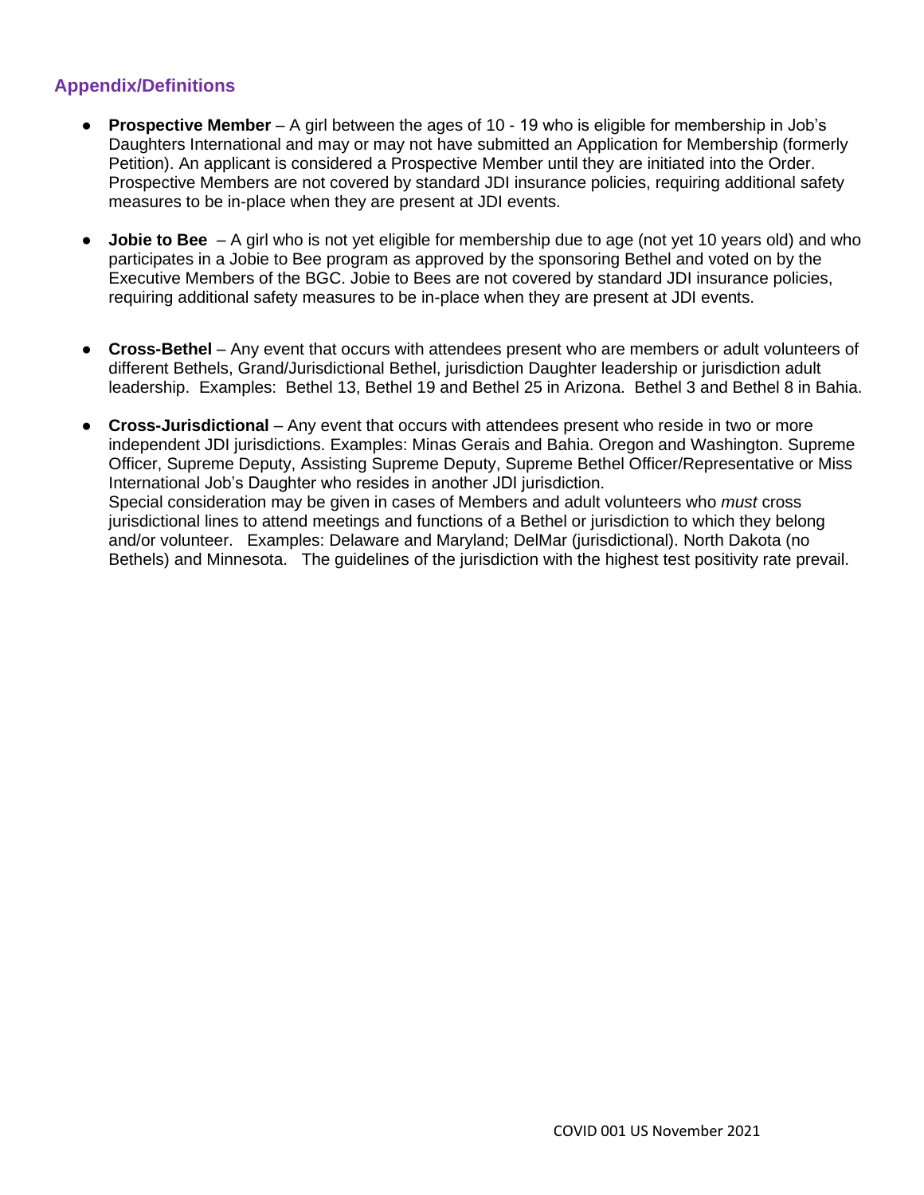## Appendix/Definitions

- **Prospective Member** – A girl between the ages of 10 - 19 who is eligible for membership in Job's Daughters International and may or may not have submitted an Application for Membership (formerly Petition). An applicant is considered a Prospective Member until they are initiated into the Order. Prospective Members are not covered by standard JDI insurance policies, requiring additional safety measures to be in-place when they are present at JDI events.

- **Jobie to Bee** – A girl who is not yet eligible for membership due to age (not yet 10 years old) and who participates in a Jobie to Bee program as approved by the sponsoring Bethel and voted on by the Executive Members of the BGC. Jobie to Bees are not covered by standard JDI insurance policies, requiring additional safety measures to be in-place when they are present at JDI events.

- **Cross-Bethel** – Any event that occurs with attendees present who are members or adult volunteers of different Bethels, Grand/Jurisdictional Bethel, jurisdiction Daughter leadership or jurisdiction adult leadership. Examples: Bethel 13, Bethel 19 and Bethel 25 in Arizona. Bethel 3 and Bethel 8 in Bahia.

- **Cross-Jurisdictional** – Any event that occurs with attendees present who reside in two or more independent JDI jurisdictions. Examples: Minas Gerais and Bahia. Oregon and Washington. Supreme Officer, Supreme Deputy, Assisting Supreme Deputy, Supreme Bethel Officer/Representative or Miss International Job's Daughter who resides in another JDI jurisdiction.
  Special consideration may be given in cases of Members and adult volunteers who *must* cross jurisdictional lines to attend meetings and functions of a Bethel or jurisdiction to which they belong and/or volunteer. Examples: Delaware and Maryland; DelMar (jurisdictional). North Dakota (no Bethels) and Minnesota. The guidelines of the jurisdiction with the highest test positivity rate prevail.